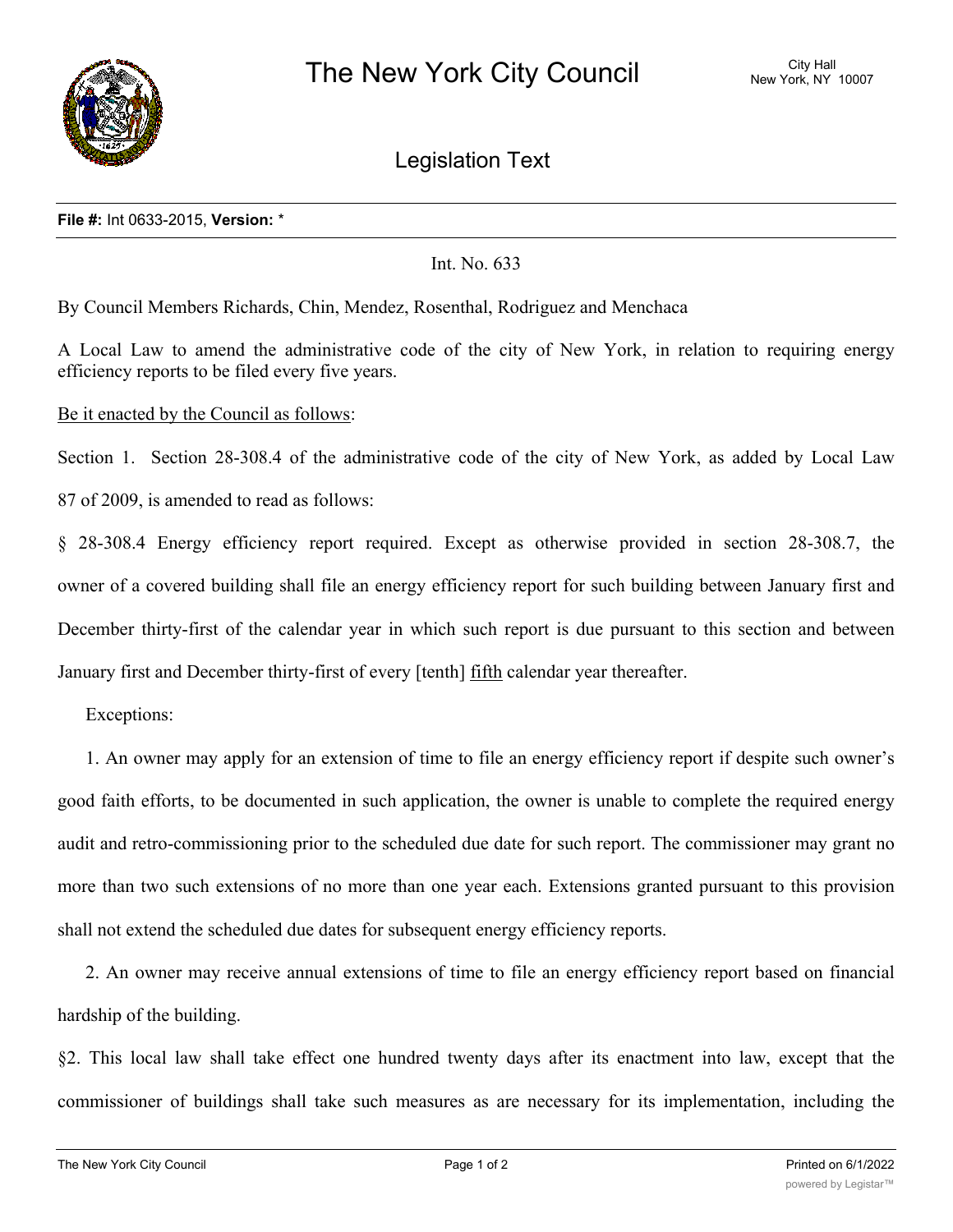# The New York City Council

City Hall
New York, NY 10007

## Legislation Text

**File #:** Int 0633-2015, **Version:** *

Int. No. 633

By Council Members Richards, Chin, Mendez, Rosenthal, Rodriguez and Menchaca

A Local Law to amend the administrative code of the city of New York, in relation to requiring energy efficiency reports to be filed every five years.

Be it enacted by the Council as follows:

Section 1. Section 28-308.4 of the administrative code of the city of New York, as added by Local Law 87 of 2009, is amended to read as follows:

§ 28-308.4 Energy efficiency report required. Except as otherwise provided in section 28-308.7, the owner of a covered building shall file an energy efficiency report for such building between January first and December thirty-first of the calendar year in which such report is due pursuant to this section and between January first and December thirty-first of every [tenth] fifth calendar year thereafter.

Exceptions:

1. An owner may apply for an extension of time to file an energy efficiency report if despite such owner's good faith efforts, to be documented in such application, the owner is unable to complete the required energy audit and retro-commissioning prior to the scheduled due date for such report. The commissioner may grant no more than two such extensions of no more than one year each. Extensions granted pursuant to this provision shall not extend the scheduled due dates for subsequent energy efficiency reports.

2. An owner may receive annual extensions of time to file an energy efficiency report based on financial hardship of the building.

§2. This local law shall take effect one hundred twenty days after its enactment into law, except that the commissioner of buildings shall take such measures as are necessary for its implementation, including the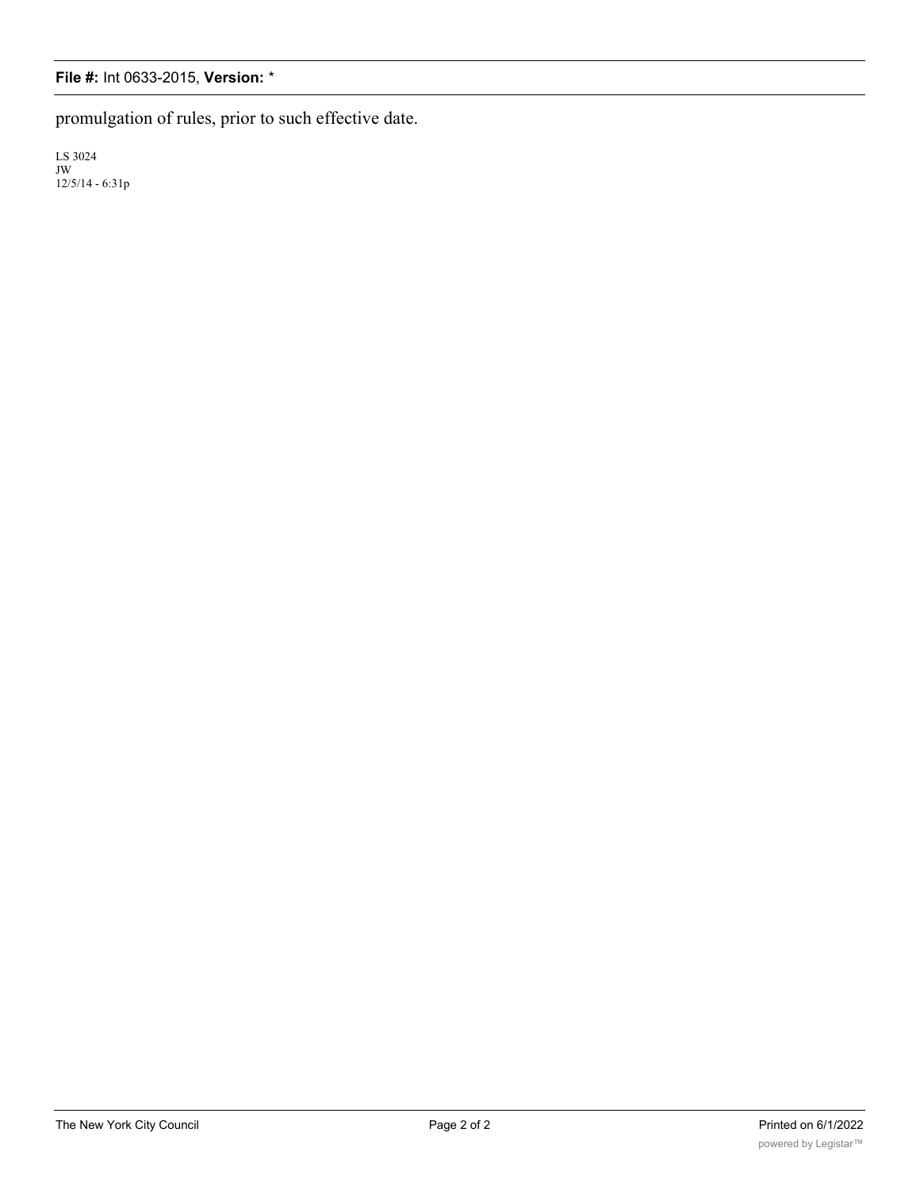promulgation of rules, prior to such effective date.

LS 3024
JW
12/5/14 - 6:31p